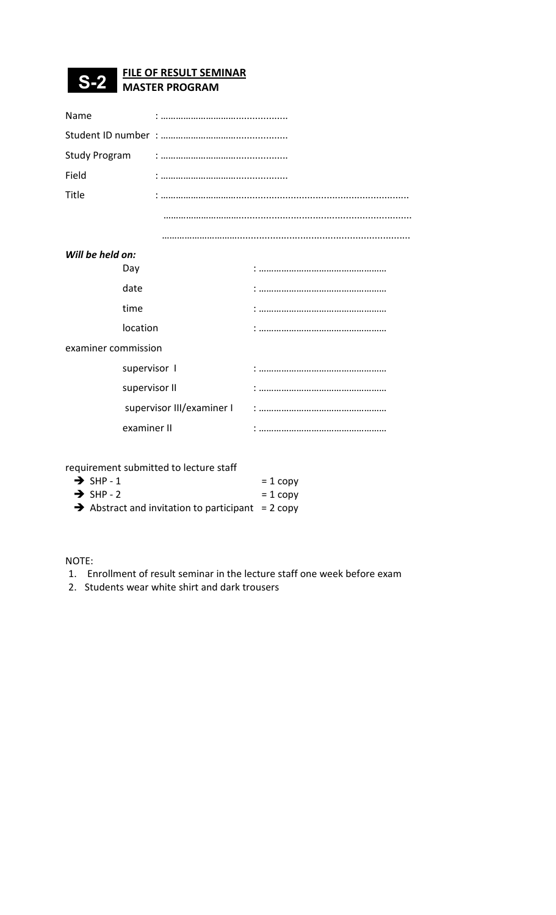**S-2** **FILE OF RESULT SEMINAR**
**MASTER PROGRAM**

Name : ………………………………………….

Student ID number : ………………………………………….

Study Program : ………………………………………….

Field : ………………………………………….

Title : …………………………………………………………………………………

…………………………………………………………………………………

…………………………………………………………………………………

***Will be held on:***

Day : ……………………………………………

date : ……………………………………………

time : ……………………………………………

location : ……………………………………………

examiner commission

supervisor I : ……………………………………………

supervisor II : ……………………………………………

supervisor III/examiner I : ……………………………………………

examiner II : ……………………………………………

requirement submitted to lecture staff

- ➔ SHP - 1 = 1 copy
- ➔ SHP - 2 = 1 copy
- ➔ Abstract and invitation to participant = 2 copy

NOTE:

1. Enrollment of result seminar in the lecture staff one week before exam
2. Students wear white shirt and dark trousers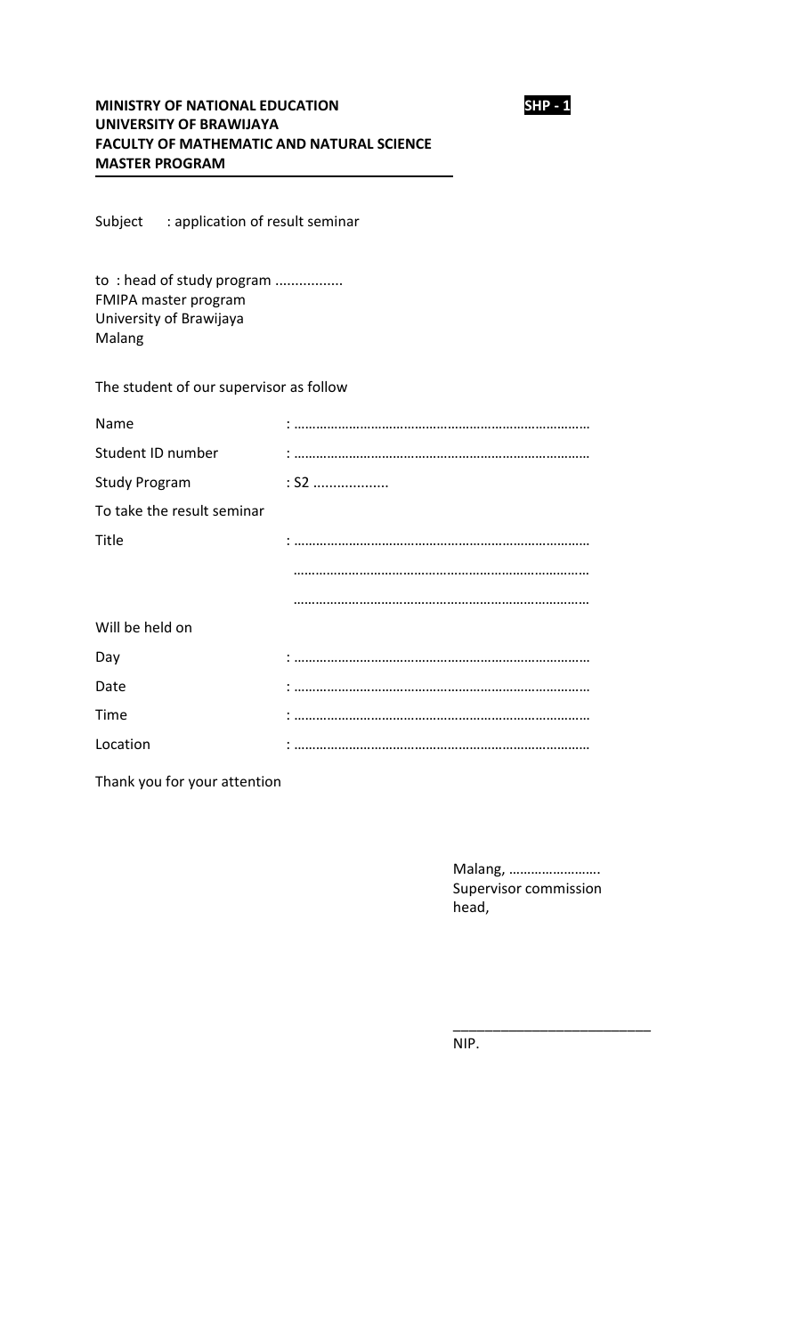**MINISTRY OF NATIONAL EDUCATION**
**UNIVERSITY OF BRAWIJAYA**
**FACULTY OF MATHEMATIC AND NATURAL SCIENCE**
**MASTER PROGRAM**

**SHP - 1**

---

Subject : application of result seminar

to : head of study program .................
FMIPA master program
University of Brawijaya
Malang

The student of our supervisor as follow

| | |
|---|---|
| Name | : ……………………………………………………………………… |
| Student ID number | : ……………………………………………………………………… |
| Study Program | : S2 .................. |
| To take the result seminar | |
| Title | : ……………………………………………………………………… |
| | ……………………………………………………………………… |
| | ……………………………………………………………………… |
| Will be held on | |
| Day | : ……………………………………………………………………… |
| Date | : ……………………………………………………………………… |
| Time | : ……………………………………………………………………… |
| Location | : ……………………………………………………………………… |

Thank you for your attention

Malang, …………………….
Supervisor commission head,

_________________________
NIP.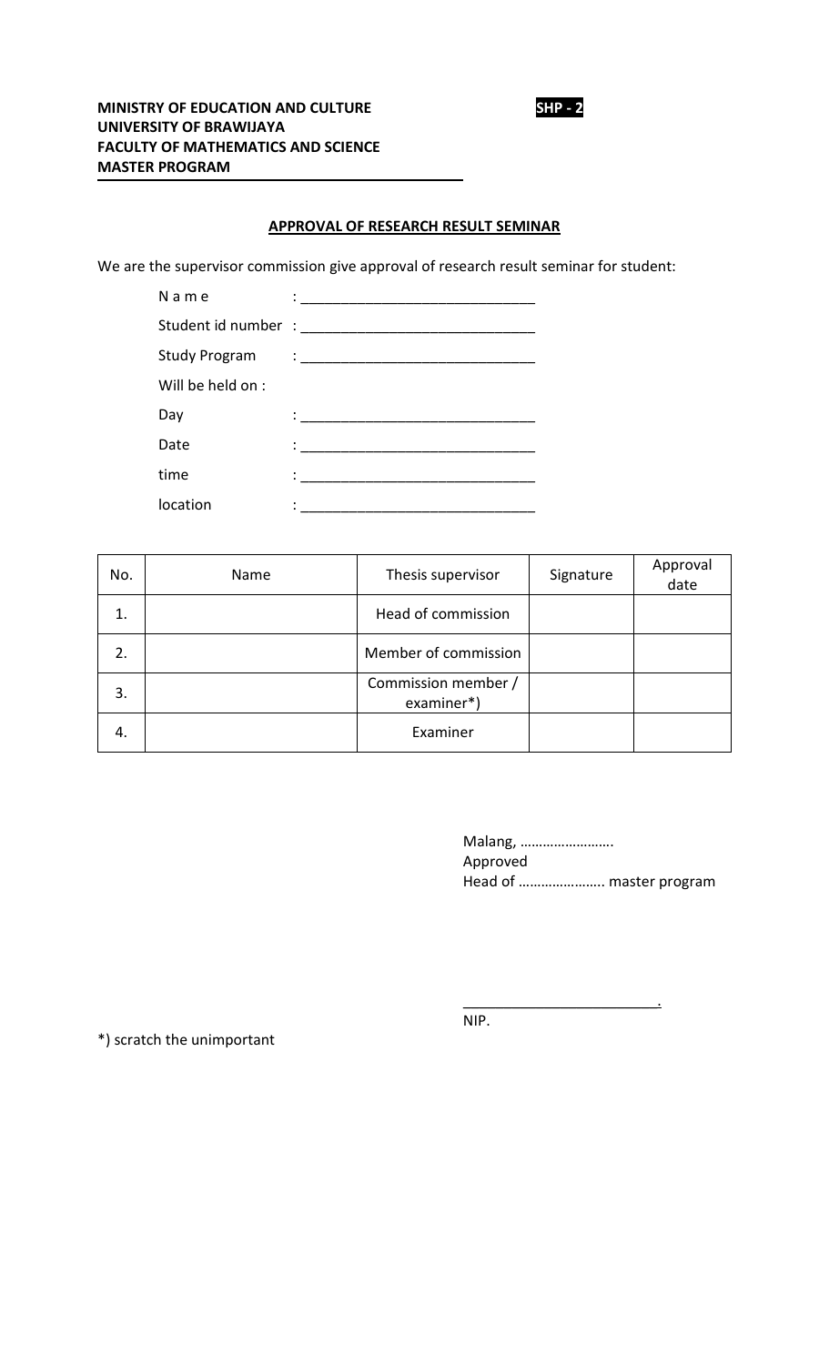**MINISTRY OF EDUCATION AND CULTURE** **SHP - 2**
**UNIVERSITY OF BRAWIJAYA**
**FACULTY OF MATHEMATICS AND SCIENCE**
**MASTER PROGRAM**

## APPROVAL OF RESEARCH RESULT SEMINAR

We are the supervisor commission give approval of research result seminar for student:

N a m e : ____________________________

Student id number : ____________________________

Study Program : ____________________________

Will be held on :

Day : ____________________________

Date : ____________________________

time : ____________________________

location : ____________________________

| No. | Name | Thesis supervisor | Signature | Approval date |
|---|---|---|---|---|
| 1. | | Head of commission | | |
| 2. | | Member of commission | | |
| 3. | | Commission member / examiner*) | | |
| 4. | | Examiner | | |

Malang, …………………….
Approved
Head of ………………….. master program

________________________.
NIP.

*) scratch the unimportant